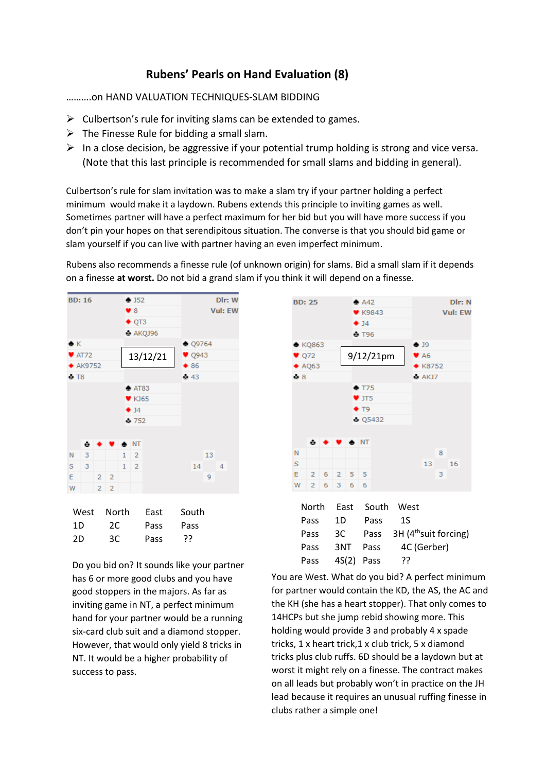# Rubens' Pearls on Hand Evaluation (8)

……….on HAND VALUATION TECHNIQUES-SLAM BIDDING

- Culbertson's rule for inviting slams can be extended to games.
- The Finesse Rule for bidding a small slam.
- In a close decision, be aggressive if your potential trump holding is strong and vice versa. (Note that this last principle is recommended for small slams and bidding in general).

Culbertson's rule for slam invitation was to make a slam try if your partner holding a perfect minimum would make it a laydown. Rubens extends this principle to inviting games as well. Sometimes partner will have a perfect maximum for her bid but you will have more success if you don't pin your hopes on that serendipitous situation. The converse is that you should bid game or slam yourself if you can live with partner having an even imperfect minimum.

Rubens also recommends a finesse rule (of unknown origin) for slams. Bid a small slam if it depends on a finesse **at worst.** Do not bid a grand slam if you think it will depend on a finesse.

BD: 16 — Dlr: W — Vul: EW — 13/12/21

North: ♠ J52 ♥ 8 ♦ QT3 ♣ AKQJ96

West: ♠ K ♥ AT72 ♦ AK9752 ♣ T8

East: ♠ Q9764 ♥ Q943 ♦ 86 ♣ 43

South: ♠ AT83 ♥ KJ65 ♦ J4 ♣ 752

| | ♣ | ♦ | ♥ | ♠ | NT |
|---|---|---|---|---|---|
| N | 3 | | | 1 | 2 |
| S | 3 | | | 1 | 2 |
| E | | 2 | 2 | | |
| W | | 2 | 2 | | |

HCP: North 13, West 14, East 4, South 9

| West | North | East | South |
|---|---|---|---|
| 1D | 2C | Pass | Pass |
| 2D | 3C | Pass | ?? |

Do you bid on? It sounds like your partner has 6 or more good clubs and you have good stoppers in the majors. As far as inviting game in NT, a perfect minimum hand for your partner would be a running six-card club suit and a diamond stopper. However, that would only yield 8 tricks in NT. It would be a higher probability of success to pass.

BD: 25 — Dlr: N — Vul: EW — 9/12/21pm

North: ♠ A42 ♥ K9843 ♦ J4 ♣ T96

West: ♠ KQ863 ♥ Q72 ♦ AQ63 ♣ 8

East: ♠ J9 ♥ A6 ♦ K8752 ♣ AKJ7

South: ♠ T75 ♥ JT5 ♦ T9 ♣ Q5432

| | ♣ | ♦ | ♥ | ♠ | NT |
|---|---|---|---|---|---|
| N | | | | | |
| S | | | | | |
| E | 2 | 6 | 2 | 5 | 5 |
| W | 2 | 6 | 3 | 6 | 6 |

HCP: North 8, West 13, East 16, South 3

| North | East | South | West |
|---|---|---|---|
| Pass | 1D | Pass | 1S |
| Pass | 3C | Pass | 3H (4th suit forcing) |
| Pass | 3NT | Pass | 4C (Gerber) |
| Pass | 4S(2) | Pass | ?? |

You are West. What do you bid? A perfect minimum for partner would contain the KD, the AS, the AC and the KH (she has a heart stopper). That only comes to 14HCPs but she jump rebid showing more. This holding would provide 3 and probably 4 x spade tricks, 1 x heart trick, 1 x club trick, 5 x diamond tricks plus club ruffs. 6D should be a laydown but at worst it might rely on a finesse. The contract makes on all leads but probably won't in practice on the JH lead because it requires an unusual ruffing finesse in clubs rather a simple one!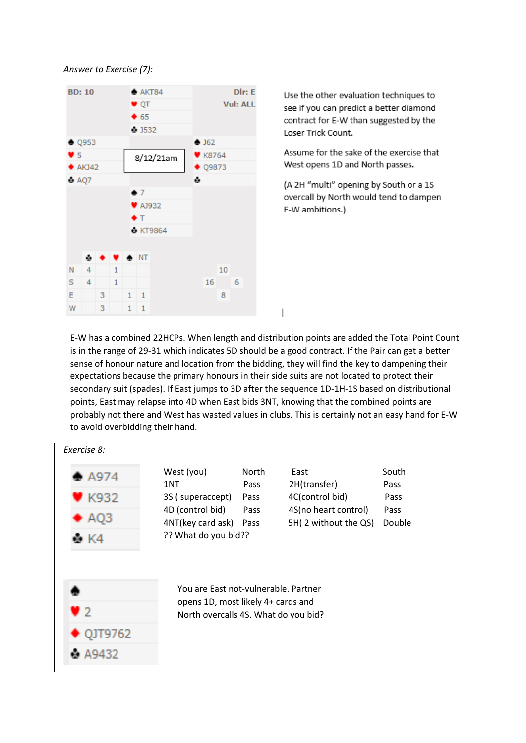*Answer to Exercise (7):*

BD: 10 | Dlr: E | Vul: ALL

**North:**
♠ AKT84
♥ QT
♦ 65
♣ J532

**West:**
♠ Q953
♥ 5
♦ AKJ42
♣ AQ7

**East:**
♠ J62
♥ K8764
♦ Q9873
♣

**South:**
♠ 7
♥ AJ932
♦ T
♣ KT9864

8/12/21am

| | ♣ | ♦ | ♥ | ♠ | NT |
|---|---|---|---|---|---|
| N | 4 | | 1 | | |
| S | 4 | | 1 | | |
| E | | 3 | | 1 | 1 |
| W | | 3 | | 1 | 1 |

HCP: N 10, W 16, E 6, S 8

Use the other evaluation techniques to see if you can predict a better diamond contract for E-W than suggested by the Loser Trick Count.

Assume for the sake of the exercise that West opens 1D and North passes.

(A 2H "multi" opening by South or a 1S overcall by North would tend to dampen E-W ambitions.)

E-W has a combined 22HCPs. When length and distribution points are added the Total Point Count is in the range of 29-31 which indicates 5D should be a good contract. If the Pair can get a better sense of honour nature and location from the bidding, they will find the key to dampening their expectations because the primary honours in their side suits are not located to protect their secondary suit (spades). If East jumps to 3D after the sequence 1D-1H-1S based on distributional points, East may relapse into 4D when East bids 3NT, knowing that the combined points are probably not there and West has wasted values in clubs. This is certainly not an easy hand for E-W to avoid overbidding their hand.

*Exercise 8:*

♠ A974
♥ K932
♦ AQ3
♣ K4

| West (you) | North | East | South |
|---|---|---|---|
| 1NT | Pass | 2H(transfer) | Pass |
| 3S ( superaccept) | Pass | 4C(control bid) | Pass |
| 4D (control bid) | Pass | 4S(no heart control) | Pass |
| 4NT(key card ask) | Pass | 5H( 2 without the QS) | Double |
| ?? What do you bid?? | | | |

♠
♥ 2
♦ QJT9762
♣ A9432

You are East not-vulnerable. Partner opens 1D, most likely 4+ cards and North overcalls 4S. What do you bid?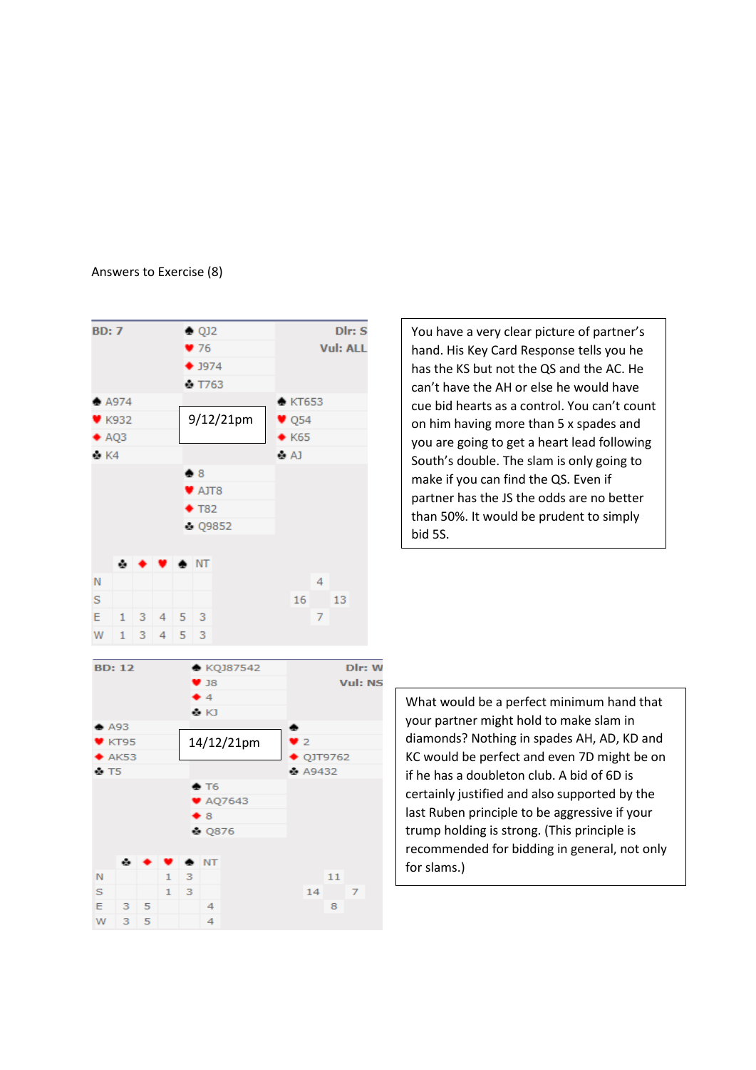Answers to Exercise (8)

**BD: 7** — Dlr: S — Vul: ALL — 9/12/21pm

| | North | |
|---|---|---|
| | ♠ QJ2 | |
| | ♥ 76 | |
| | ♦ J974 | |
| | ♣ T763 | |
| **West** | | **East** |
| ♠ A974 | | ♠ KT653 |
| ♥ K932 | | ♥ Q54 |
| ♦ AQ3 | | ♦ K65 |
| ♣ K4 | | ♣ AJ |
| | **South** | |
| | ♠ 8 | |
| | ♥ AJT8 | |
| | ♦ T82 | |
| | ♣ Q9852 | |

| | ♣ | ♦ | ♥ | ♠ | NT |
|---|---|---|---|---|---|
| N | | | | | |
| S | | | | | |
| E | 1 | 3 | 4 | 5 | 3 |
| W | 1 | 3 | 4 | 5 | 3 |

HCP: N 4, W 16, E 13, S 7

You have a very clear picture of partner's hand. His Key Card Response tells you he has the KS but not the QS and the AC. He can't have the AH or else he would have cue bid hearts as a control. You can't count on him having more than 5 x spades and you are going to get a heart lead following South's double. The slam is only going to make if you can find the QS. Even if partner has the JS the odds are no better than 50%. It would be prudent to simply bid 5S.

**BD: 12** — Dlr: W — Vul: NS — 14/12/21pm

| | North | |
|---|---|---|
| | ♠ KQJ87542 | |
| | ♥ J8 | |
| | ♦ 4 | |
| | ♣ KJ | |
| **West** | | **East** |
| ♠ A93 | | ♠ |
| ♥ KT95 | | ♥ 2 |
| ♦ AK53 | | ♦ QJT9762 |
| ♣ T5 | | ♣ A9432 |
| | **South** | |
| | ♠ T6 | |
| | ♥ AQ7643 | |
| | ♦ 8 | |
| | ♣ Q876 | |

| | ♣ | ♦ | ♥ | ♠ | NT |
|---|---|---|---|---|---|
| N | | | 1 | 3 | |
| S | | | 1 | 3 | |
| E | 3 | 5 | | | 4 |
| W | 3 | 5 | | | 4 |

HCP: N 11, W 14, E 7, S 8

What would be a perfect minimum hand that your partner might hold to make slam in diamonds? Nothing in spades AH, AD, KD and KC would be perfect and even 7D might be on if he has a doubleton club. A bid of 6D is certainly justified and also supported by the last Ruben principle to be aggressive if your trump holding is strong. (This principle is recommended for bidding in general, not only for slams.)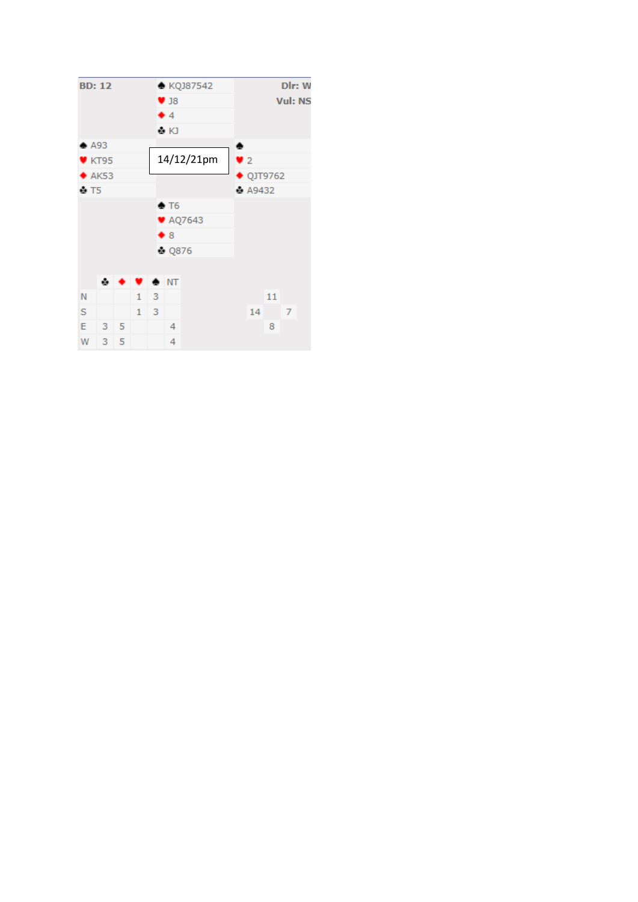BD: 12

Dlr: W

Vul: NS

**North**
♠ KQJ87542
♥ J8
♦ 4
♣ KJ

**West**
♠ A93
♥ KT95
♦ AK53
♣ T5

14/12/21pm

**East**
♠
♥ 2
♦ QJT9762
♣ A9432

**South**
♠ T6
♥ AQ7643
♦ 8
♣ Q876

| | ♣ | ♦ | ♥ | ♠ | NT |
|---|---|---|---|---|---|
| N | | | 1 | 3 | |
| S | | | 1 | 3 | |
| E | 3 | 5 | | | 4 |
| W | 3 | 5 | | | 4 |

| | | |
|---|---|---|
| | 11 | |
| 14 | | 7 |
| | 8 | |